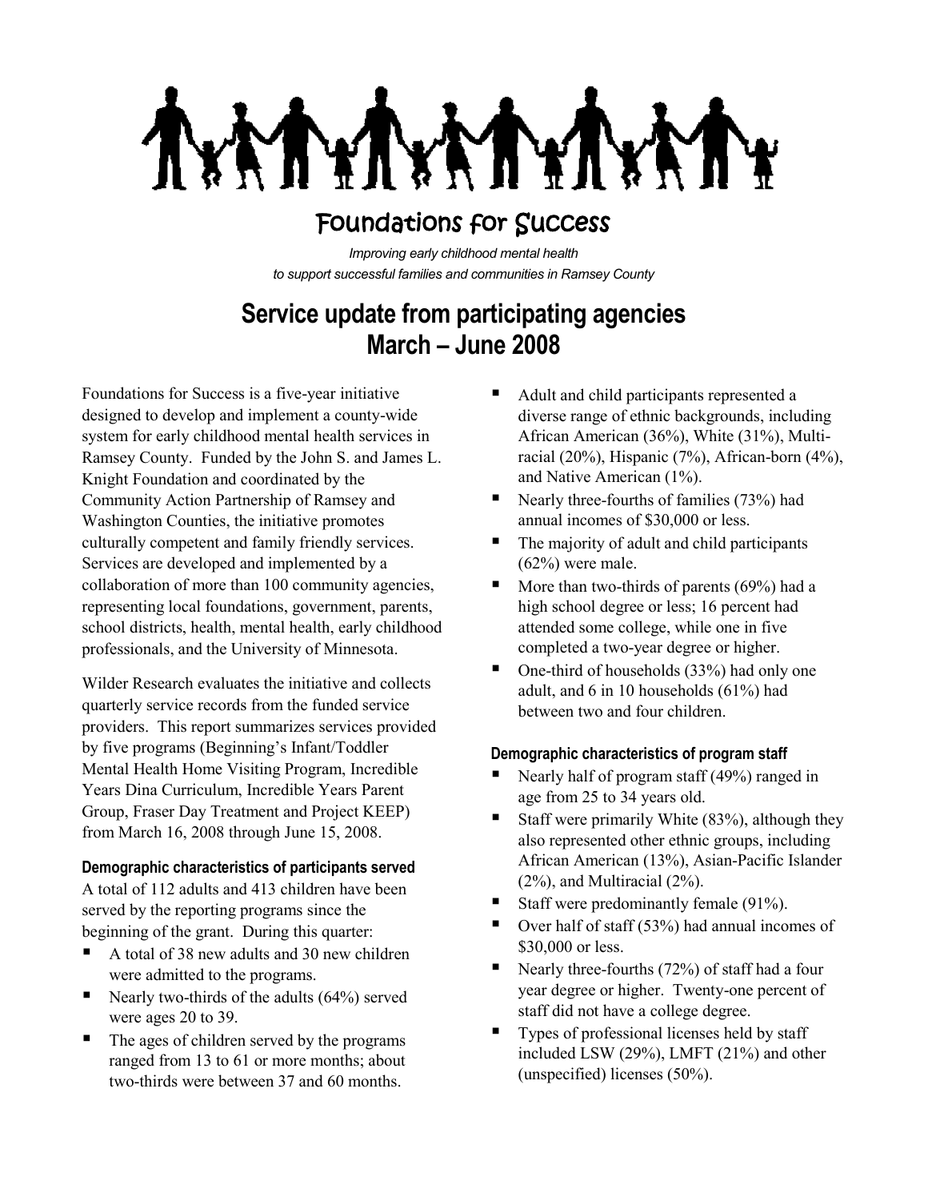# Foundations for Success

*Improving early childhood mental health*
*to support successful families and communities in Ramsey County*

## Service update from participating agencies
## March – June 2008

Foundations for Success is a five-year initiative designed to develop and implement a county-wide system for early childhood mental health services in Ramsey County. Funded by the John S. and James L. Knight Foundation and coordinated by the Community Action Partnership of Ramsey and Washington Counties, the initiative promotes culturally competent and family friendly services. Services are developed and implemented by a collaboration of more than 100 community agencies, representing local foundations, government, parents, school districts, health, mental health, early childhood professionals, and the University of Minnesota.

Wilder Research evaluates the initiative and collects quarterly service records from the funded service providers. This report summarizes services provided by five programs (Beginning's Infant/Toddler Mental Health Home Visiting Program, Incredible Years Dina Curriculum, Incredible Years Parent Group, Fraser Day Treatment and Project KEEP) from March 16, 2008 through June 15, 2008.

#### Demographic characteristics of participants served

A total of 112 adults and 413 children have been served by the reporting programs since the beginning of the grant. During this quarter:

- A total of 38 new adults and 30 new children were admitted to the programs.
- Nearly two-thirds of the adults (64%) served were ages 20 to 39.
- The ages of children served by the programs ranged from 13 to 61 or more months; about two-thirds were between 37 and 60 months.
- Adult and child participants represented a diverse range of ethnic backgrounds, including African American (36%), White (31%), Multi-racial (20%), Hispanic (7%), African-born (4%), and Native American (1%).
- Nearly three-fourths of families (73%) had annual incomes of $30,000 or less.
- The majority of adult and child participants (62%) were male.
- More than two-thirds of parents (69%) had a high school degree or less; 16 percent had attended some college, while one in five completed a two-year degree or higher.
- One-third of households (33%) had only one adult, and 6 in 10 households (61%) had between two and four children.

#### Demographic characteristics of program staff

- Nearly half of program staff (49%) ranged in age from 25 to 34 years old.
- Staff were primarily White (83%), although they also represented other ethnic groups, including African American (13%), Asian-Pacific Islander (2%), and Multiracial (2%).
- Staff were predominantly female (91%).
- Over half of staff (53%) had annual incomes of $30,000 or less.
- Nearly three-fourths (72%) of staff had a four year degree or higher. Twenty-one percent of staff did not have a college degree.
- Types of professional licenses held by staff included LSW (29%), LMFT (21%) and other (unspecified) licenses (50%).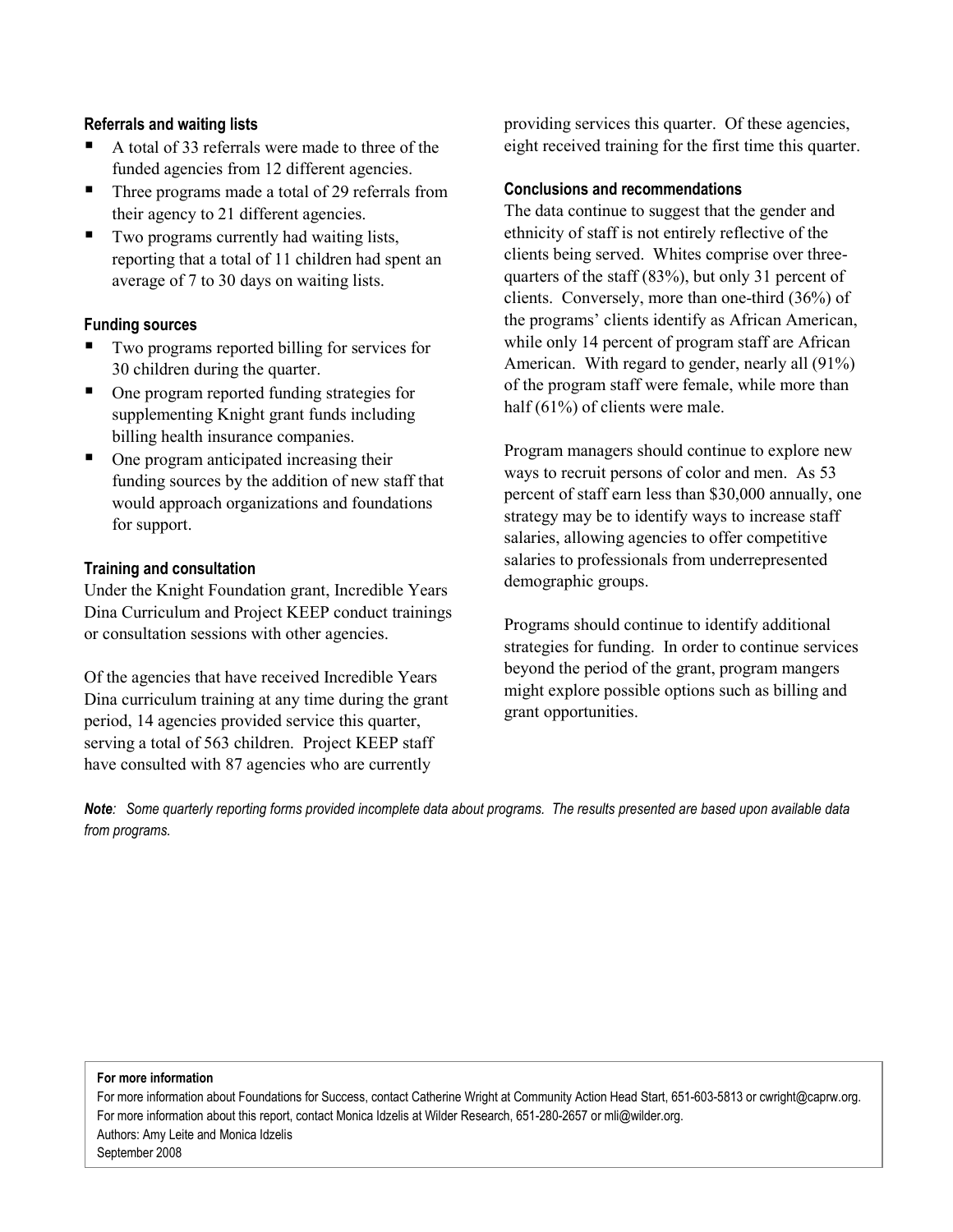### Referrals and waiting lists

- A total of 33 referrals were made to three of the funded agencies from 12 different agencies.
- Three programs made a total of 29 referrals from their agency to 21 different agencies.
- Two programs currently had waiting lists, reporting that a total of 11 children had spent an average of 7 to 30 days on waiting lists.

### Funding sources

- Two programs reported billing for services for 30 children during the quarter.
- One program reported funding strategies for supplementing Knight grant funds including billing health insurance companies.
- One program anticipated increasing their funding sources by the addition of new staff that would approach organizations and foundations for support.

### Training and consultation

Under the Knight Foundation grant, Incredible Years Dina Curriculum and Project KEEP conduct trainings or consultation sessions with other agencies.

Of the agencies that have received Incredible Years Dina curriculum training at any time during the grant period, 14 agencies provided service this quarter, serving a total of 563 children. Project KEEP staff have consulted with 87 agencies who are currently providing services this quarter. Of these agencies, eight received training for the first time this quarter.

### Conclusions and recommendations

The data continue to suggest that the gender and ethnicity of staff is not entirely reflective of the clients being served. Whites comprise over three-quarters of the staff (83%), but only 31 percent of clients. Conversely, more than one-third (36%) of the programs' clients identify as African American, while only 14 percent of program staff are African American. With regard to gender, nearly all (91%) of the program staff were female, while more than half (61%) of clients were male.

Program managers should continue to explore new ways to recruit persons of color and men. As 53 percent of staff earn less than $30,000 annually, one strategy may be to identify ways to increase staff salaries, allowing agencies to offer competitive salaries to professionals from underrepresented demographic groups.

Programs should continue to identify additional strategies for funding. In order to continue services beyond the period of the grant, program mangers might explore possible options such as billing and grant opportunities.

***Note**: Some quarterly reporting forms provided incomplete data about programs. The results presented are based upon available data from programs.*

**For more information**

For more information about Foundations for Success, contact Catherine Wright at Community Action Head Start, 651-603-5813 or cwright@caprw.org.
For more information about this report, contact Monica Idzelis at Wilder Research, 651-280-2657 or mli@wilder.org.
Authors: Amy Leite and Monica Idzelis
September 2008